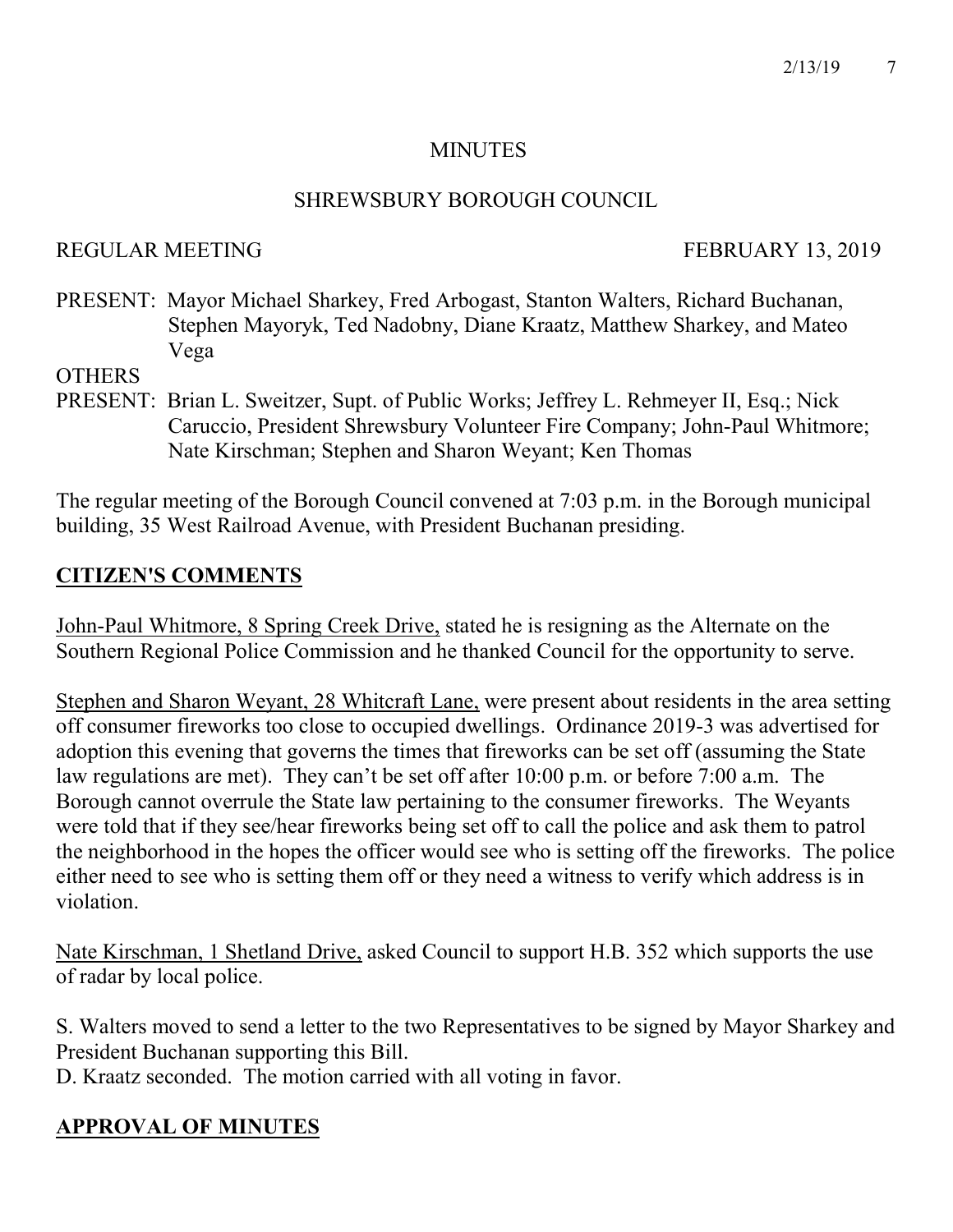MINUTES

SHREWSBURY BOROUGH COUNCIL

REGULAR MEETING FEBRUARY 13, 2019

PRESENT: Mayor Michael Sharkey, Fred Arbogast, Stanton Walters, Richard Buchanan, Stephen Mayoryk, Ted Nadobny, Diane Kraatz, Matthew Sharkey, and Mateo Vega

OTHERS
PRESENT: Brian L. Sweitzer, Supt. of Public Works; Jeffrey L. Rehmeyer II, Esq.; Nick Caruccio, President Shrewsbury Volunteer Fire Company; John-Paul Whitmore; Nate Kirschman; Stephen and Sharon Weyant; Ken Thomas

The regular meeting of the Borough Council convened at 7:03 p.m. in the Borough municipal building, 35 West Railroad Avenue, with President Buchanan presiding.

## CITIZEN'S COMMENTS

John-Paul Whitmore, 8 Spring Creek Drive, stated he is resigning as the Alternate on the Southern Regional Police Commission and he thanked Council for the opportunity to serve.

Stephen and Sharon Weyant, 28 Whitcraft Lane, were present about residents in the area setting off consumer fireworks too close to occupied dwellings. Ordinance 2019-3 was advertised for adoption this evening that governs the times that fireworks can be set off (assuming the State law regulations are met). They can't be set off after 10:00 p.m. or before 7:00 a.m. The Borough cannot overrule the State law pertaining to the consumer fireworks. The Weyants were told that if they see/hear fireworks being set off to call the police and ask them to patrol the neighborhood in the hopes the officer would see who is setting off the fireworks. The police either need to see who is setting them off or they need a witness to verify which address is in violation.

Nate Kirschman, 1 Shetland Drive, asked Council to support H.B. 352 which supports the use of radar by local police.

S. Walters moved to send a letter to the two Representatives to be signed by Mayor Sharkey and President Buchanan supporting this Bill.
D. Kraatz seconded. The motion carried with all voting in favor.

## APPROVAL OF MINUTES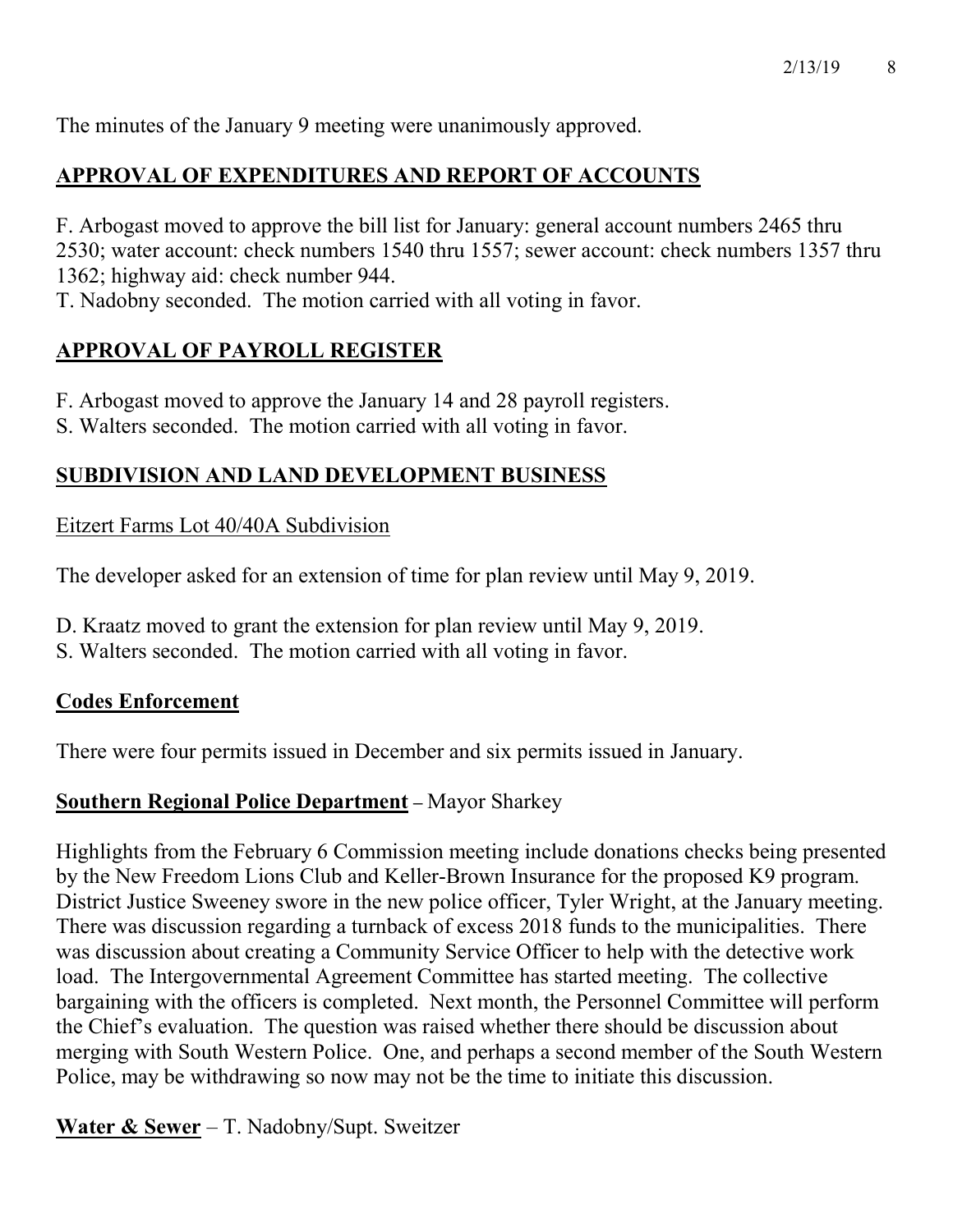The minutes of the January 9 meeting were unanimously approved.

## APPROVAL OF EXPENDITURES AND REPORT OF ACCOUNTS

F. Arbogast moved to approve the bill list for January: general account numbers 2465 thru 2530; water account: check numbers 1540 thru 1557; sewer account: check numbers 1357 thru 1362; highway aid: check number 944.
T. Nadobny seconded. The motion carried with all voting in favor.

## APPROVAL OF PAYROLL REGISTER

F. Arbogast moved to approve the January 14 and 28 payroll registers.
S. Walters seconded. The motion carried with all voting in favor.

## SUBDIVISION AND LAND DEVELOPMENT BUSINESS

### Eitzert Farms Lot 40/40A Subdivision

The developer asked for an extension of time for plan review until May 9, 2019.

D. Kraatz moved to grant the extension for plan review until May 9, 2019.
S. Walters seconded. The motion carried with all voting in favor.

## Codes Enforcement

There were four permits issued in December and six permits issued in January.

## Southern Regional Police Department – Mayor Sharkey

Highlights from the February 6 Commission meeting include donations checks being presented by the New Freedom Lions Club and Keller-Brown Insurance for the proposed K9 program. District Justice Sweeney swore in the new police officer, Tyler Wright, at the January meeting. There was discussion regarding a turnback of excess 2018 funds to the municipalities. There was discussion about creating a Community Service Officer to help with the detective work load. The Intergovernmental Agreement Committee has started meeting. The collective bargaining with the officers is completed. Next month, the Personnel Committee will perform the Chief's evaluation. The question was raised whether there should be discussion about merging with South Western Police. One, and perhaps a second member of the South Western Police, may be withdrawing so now may not be the time to initiate this discussion.

## Water & Sewer – T. Nadobny/Supt. Sweitzer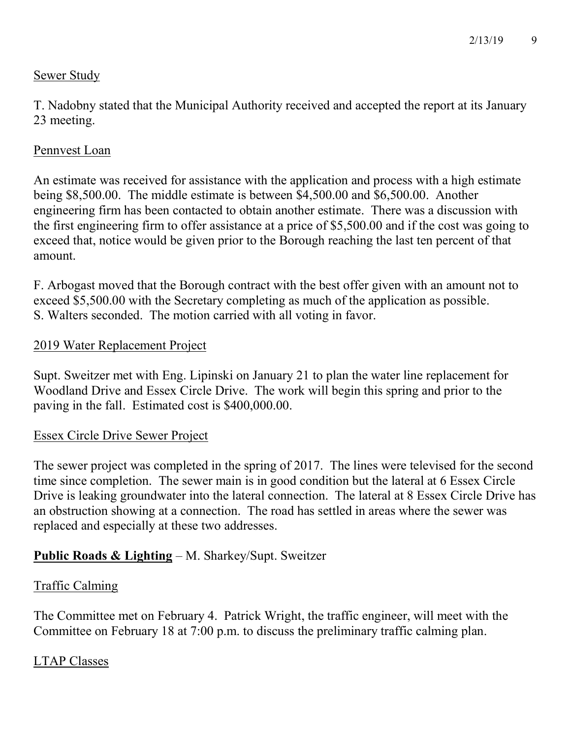Sewer Study

T. Nadobny stated that the Municipal Authority received and accepted the report at its January 23 meeting.

Pennvest Loan

An estimate was received for assistance with the application and process with a high estimate being $8,500.00. The middle estimate is between $4,500.00 and $6,500.00. Another engineering firm has been contacted to obtain another estimate. There was a discussion with the first engineering firm to offer assistance at a price of $5,500.00 and if the cost was going to exceed that, notice would be given prior to the Borough reaching the last ten percent of that amount.

F. Arbogast moved that the Borough contract with the best offer given with an amount not to exceed $5,500.00 with the Secretary completing as much of the application as possible. S. Walters seconded. The motion carried with all voting in favor.

2019 Water Replacement Project

Supt. Sweitzer met with Eng. Lipinski on January 21 to plan the water line replacement for Woodland Drive and Essex Circle Drive. The work will begin this spring and prior to the paving in the fall. Estimated cost is $400,000.00.

Essex Circle Drive Sewer Project

The sewer project was completed in the spring of 2017. The lines were televised for the second time since completion. The sewer main is in good condition but the lateral at 6 Essex Circle Drive is leaking groundwater into the lateral connection. The lateral at 8 Essex Circle Drive has an obstruction showing at a connection. The road has settled in areas where the sewer was replaced and especially at these two addresses.

**Public Roads & Lighting** – M. Sharkey/Supt. Sweitzer

Traffic Calming

The Committee met on February 4. Patrick Wright, the traffic engineer, will meet with the Committee on February 18 at 7:00 p.m. to discuss the preliminary traffic calming plan.

LTAP Classes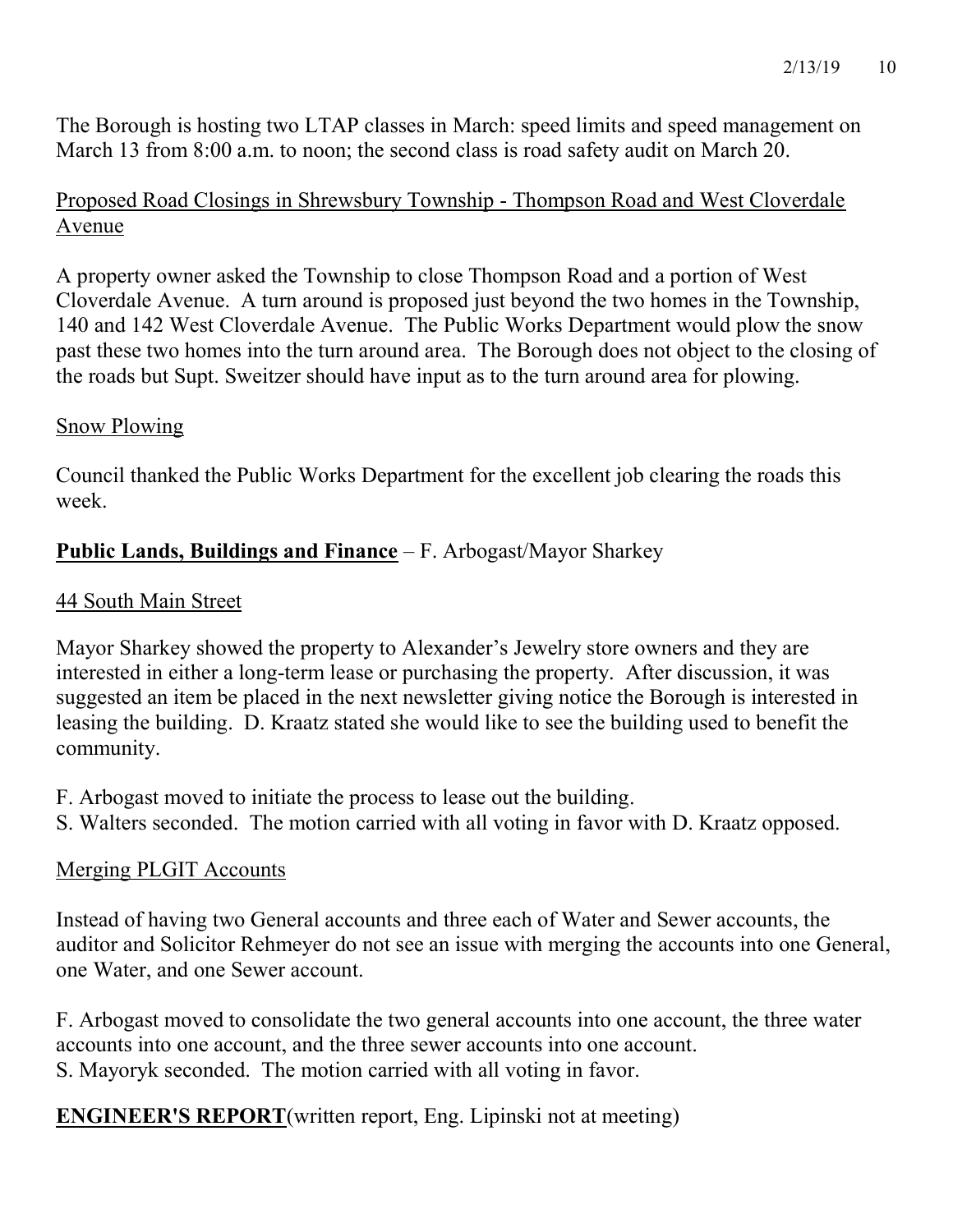The Borough is hosting two LTAP classes in March: speed limits and speed management on March 13 from 8:00 a.m. to noon; the second class is road safety audit on March 20.

Proposed Road Closings in Shrewsbury Township - Thompson Road and West Cloverdale Avenue

A property owner asked the Township to close Thompson Road and a portion of West Cloverdale Avenue. A turn around is proposed just beyond the two homes in the Township, 140 and 142 West Cloverdale Avenue. The Public Works Department would plow the snow past these two homes into the turn around area. The Borough does not object to the closing of the roads but Supt. Sweitzer should have input as to the turn around area for plowing.

Snow Plowing

Council thanked the Public Works Department for the excellent job clearing the roads this week.

**Public Lands, Buildings and Finance** – F. Arbogast/Mayor Sharkey

44 South Main Street

Mayor Sharkey showed the property to Alexander's Jewelry store owners and they are interested in either a long-term lease or purchasing the property. After discussion, it was suggested an item be placed in the next newsletter giving notice the Borough is interested in leasing the building. D. Kraatz stated she would like to see the building used to benefit the community.

F. Arbogast moved to initiate the process to lease out the building.
S. Walters seconded. The motion carried with all voting in favor with D. Kraatz opposed.

Merging PLGIT Accounts

Instead of having two General accounts and three each of Water and Sewer accounts, the auditor and Solicitor Rehmeyer do not see an issue with merging the accounts into one General, one Water, and one Sewer account.

F. Arbogast moved to consolidate the two general accounts into one account, the three water accounts into one account, and the three sewer accounts into one account.
S. Mayoryk seconded. The motion carried with all voting in favor.

**ENGINEER'S REPORT**(written report, Eng. Lipinski not at meeting)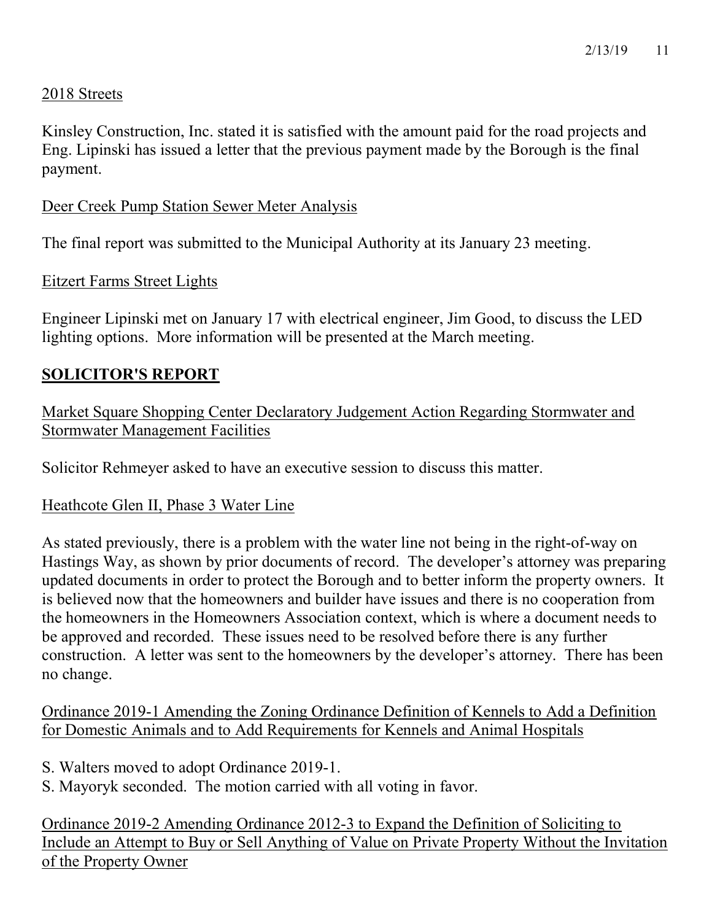2018 Streets

Kinsley Construction, Inc. stated it is satisfied with the amount paid for the road projects and Eng. Lipinski has issued a letter that the previous payment made by the Borough is the final payment.

Deer Creek Pump Station Sewer Meter Analysis

The final report was submitted to the Municipal Authority at its January 23 meeting.

Eitzert Farms Street Lights

Engineer Lipinski met on January 17 with electrical engineer, Jim Good, to discuss the LED lighting options. More information will be presented at the March meeting.

## SOLICITOR'S REPORT

Market Square Shopping Center Declaratory Judgement Action Regarding Stormwater and Stormwater Management Facilities

Solicitor Rehmeyer asked to have an executive session to discuss this matter.

Heathcote Glen II, Phase 3 Water Line

As stated previously, there is a problem with the water line not being in the right-of-way on Hastings Way, as shown by prior documents of record. The developer's attorney was preparing updated documents in order to protect the Borough and to better inform the property owners. It is believed now that the homeowners and builder have issues and there is no cooperation from the homeowners in the Homeowners Association context, which is where a document needs to be approved and recorded. These issues need to be resolved before there is any further construction. A letter was sent to the homeowners by the developer's attorney. There has been no change.

Ordinance 2019-1 Amending the Zoning Ordinance Definition of Kennels to Add a Definition for Domestic Animals and to Add Requirements for Kennels and Animal Hospitals

S. Walters moved to adopt Ordinance 2019-1.
S. Mayoryk seconded. The motion carried with all voting in favor.

Ordinance 2019-2 Amending Ordinance 2012-3 to Expand the Definition of Soliciting to Include an Attempt to Buy or Sell Anything of Value on Private Property Without the Invitation of the Property Owner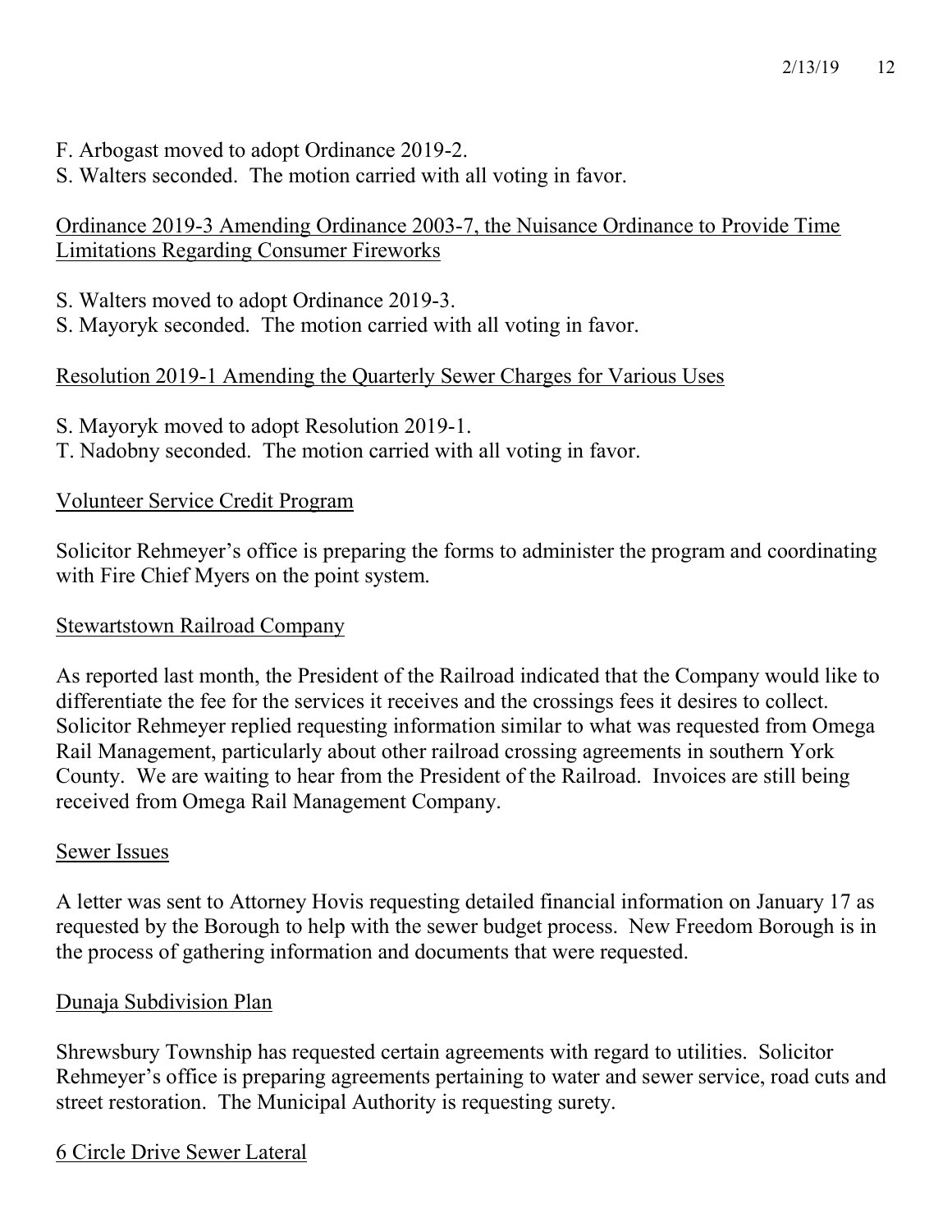F. Arbogast moved to adopt Ordinance 2019-2.
S. Walters seconded. The motion carried with all voting in favor.

<u>Ordinance 2019-3 Amending Ordinance 2003-7, the Nuisance Ordinance to Provide Time Limitations Regarding Consumer Fireworks</u>

S. Walters moved to adopt Ordinance 2019-3.
S. Mayoryk seconded. The motion carried with all voting in favor.

<u>Resolution 2019-1 Amending the Quarterly Sewer Charges for Various Uses</u>

S. Mayoryk moved to adopt Resolution 2019-1.
T. Nadobny seconded. The motion carried with all voting in favor.

<u>Volunteer Service Credit Program</u>

Solicitor Rehmeyer's office is preparing the forms to administer the program and coordinating with Fire Chief Myers on the point system.

<u>Stewartstown Railroad Company</u>

As reported last month, the President of the Railroad indicated that the Company would like to differentiate the fee for the services it receives and the crossings fees it desires to collect. Solicitor Rehmeyer replied requesting information similar to what was requested from Omega Rail Management, particularly about other railroad crossing agreements in southern York County. We are waiting to hear from the President of the Railroad. Invoices are still being received from Omega Rail Management Company.

<u>Sewer Issues</u>

A letter was sent to Attorney Hovis requesting detailed financial information on January 17 as requested by the Borough to help with the sewer budget process. New Freedom Borough is in the process of gathering information and documents that were requested.

<u>Dunaja Subdivision Plan</u>

Shrewsbury Township has requested certain agreements with regard to utilities. Solicitor Rehmeyer's office is preparing agreements pertaining to water and sewer service, road cuts and street restoration. The Municipal Authority is requesting surety.

<u>6 Circle Drive Sewer Lateral</u>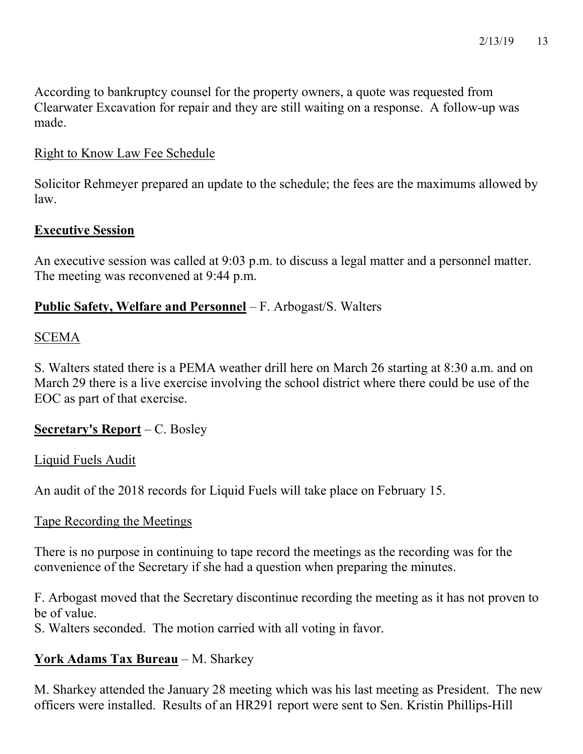According to bankruptcy counsel for the property owners, a quote was requested from Clearwater Excavation for repair and they are still waiting on a response. A follow-up was made.

Right to Know Law Fee Schedule

Solicitor Rehmeyer prepared an update to the schedule; the fees are the maximums allowed by law.

**Executive Session**

An executive session was called at 9:03 p.m. to discuss a legal matter and a personnel matter. The meeting was reconvened at 9:44 p.m.

**Public Safety, Welfare and Personnel** – F. Arbogast/S. Walters

SCEMA

S. Walters stated there is a PEMA weather drill here on March 26 starting at 8:30 a.m. and on March 29 there is a live exercise involving the school district where there could be use of the EOC as part of that exercise.

**Secretary's Report** – C. Bosley

Liquid Fuels Audit

An audit of the 2018 records for Liquid Fuels will take place on February 15.

Tape Recording the Meetings

There is no purpose in continuing to tape record the meetings as the recording was for the convenience of the Secretary if she had a question when preparing the minutes.

F. Arbogast moved that the Secretary discontinue recording the meeting as it has not proven to be of value.
S. Walters seconded. The motion carried with all voting in favor.

**York Adams Tax Bureau** – M. Sharkey

M. Sharkey attended the January 28 meeting which was his last meeting as President. The new officers were installed. Results of an HR291 report were sent to Sen. Kristin Phillips-Hill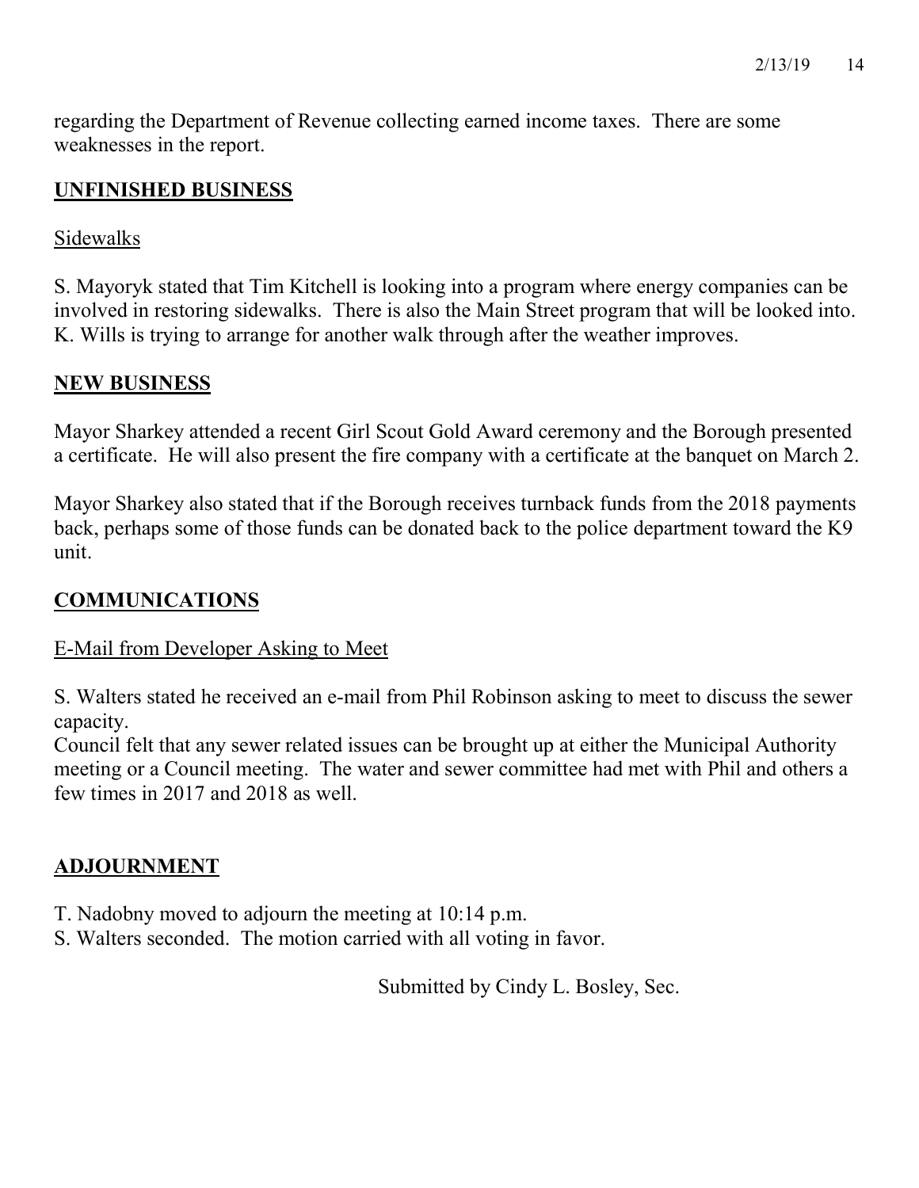regarding the Department of Revenue collecting earned income taxes. There are some weaknesses in the report.

## UNFINISHED BUSINESS

### Sidewalks

S. Mayoryk stated that Tim Kitchell is looking into a program where energy companies can be involved in restoring sidewalks. There is also the Main Street program that will be looked into. K. Wills is trying to arrange for another walk through after the weather improves.

## NEW BUSINESS

Mayor Sharkey attended a recent Girl Scout Gold Award ceremony and the Borough presented a certificate. He will also present the fire company with a certificate at the banquet on March 2.

Mayor Sharkey also stated that if the Borough receives turnback funds from the 2018 payments back, perhaps some of those funds can be donated back to the police department toward the K9 unit.

## COMMUNICATIONS

### E-Mail from Developer Asking to Meet

S. Walters stated he received an e-mail from Phil Robinson asking to meet to discuss the sewer capacity.

Council felt that any sewer related issues can be brought up at either the Municipal Authority meeting or a Council meeting. The water and sewer committee had met with Phil and others a few times in 2017 and 2018 as well.

## ADJOURNMENT

T. Nadobny moved to adjourn the meeting at 10:14 p.m.
S. Walters seconded. The motion carried with all voting in favor.

Submitted by Cindy L. Bosley, Sec.